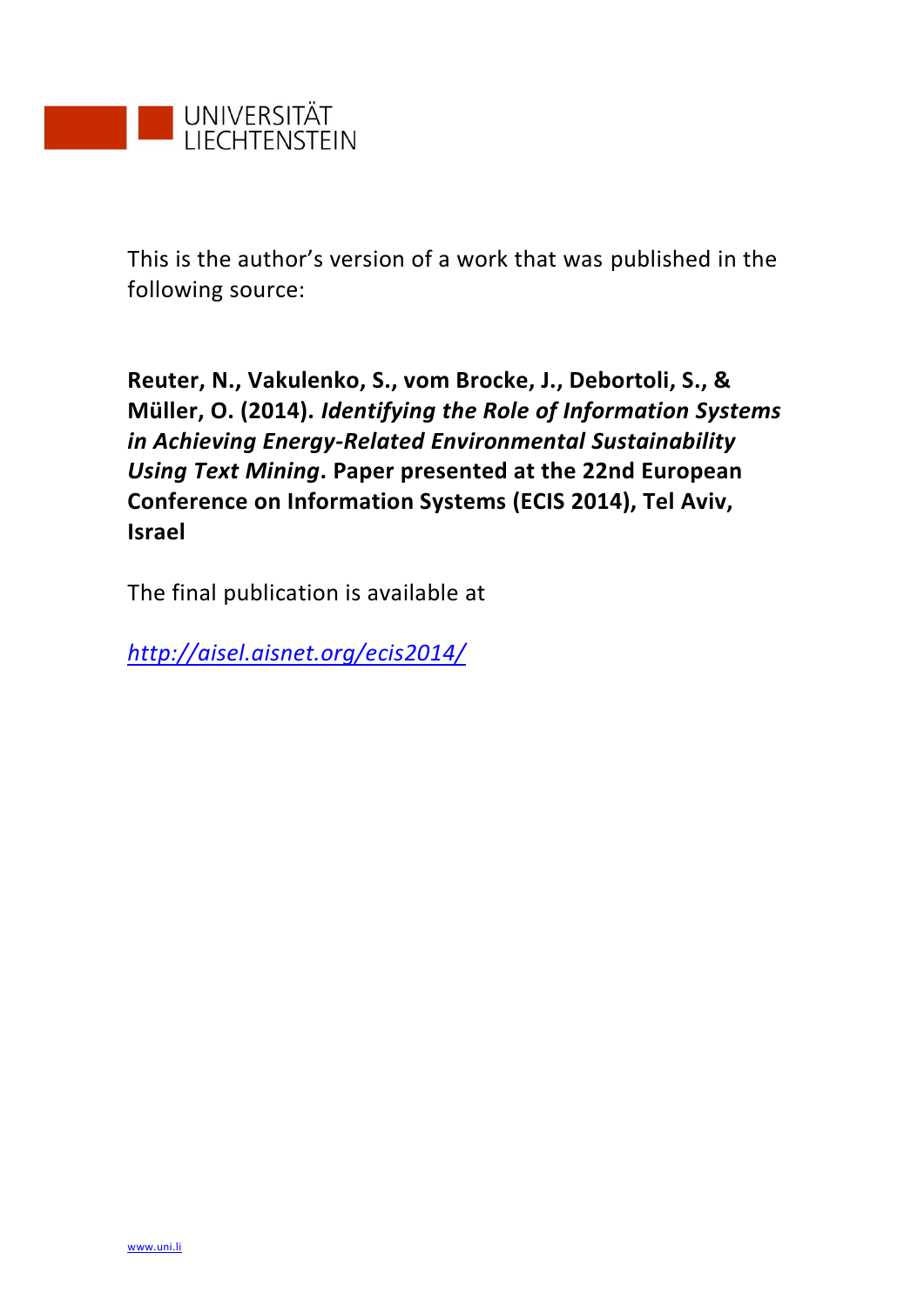UNIVERSITÄT
LIECHTENSTEIN

This is the author's version of a work that was published in the following source:

**Reuter, N., Vakulenko, S., vom Brocke, J., Debortoli, S., & Müller, O. (2014). *Identifying the Role of Information Systems in Achieving Energy-Related Environmental Sustainability Using Text Mining*. Paper presented at the 22nd European Conference on Information Systems (ECIS 2014), Tel Aviv, Israel**

The final publication is available at

*http://aisel.aisnet.org/ecis2014/*

www.uni.li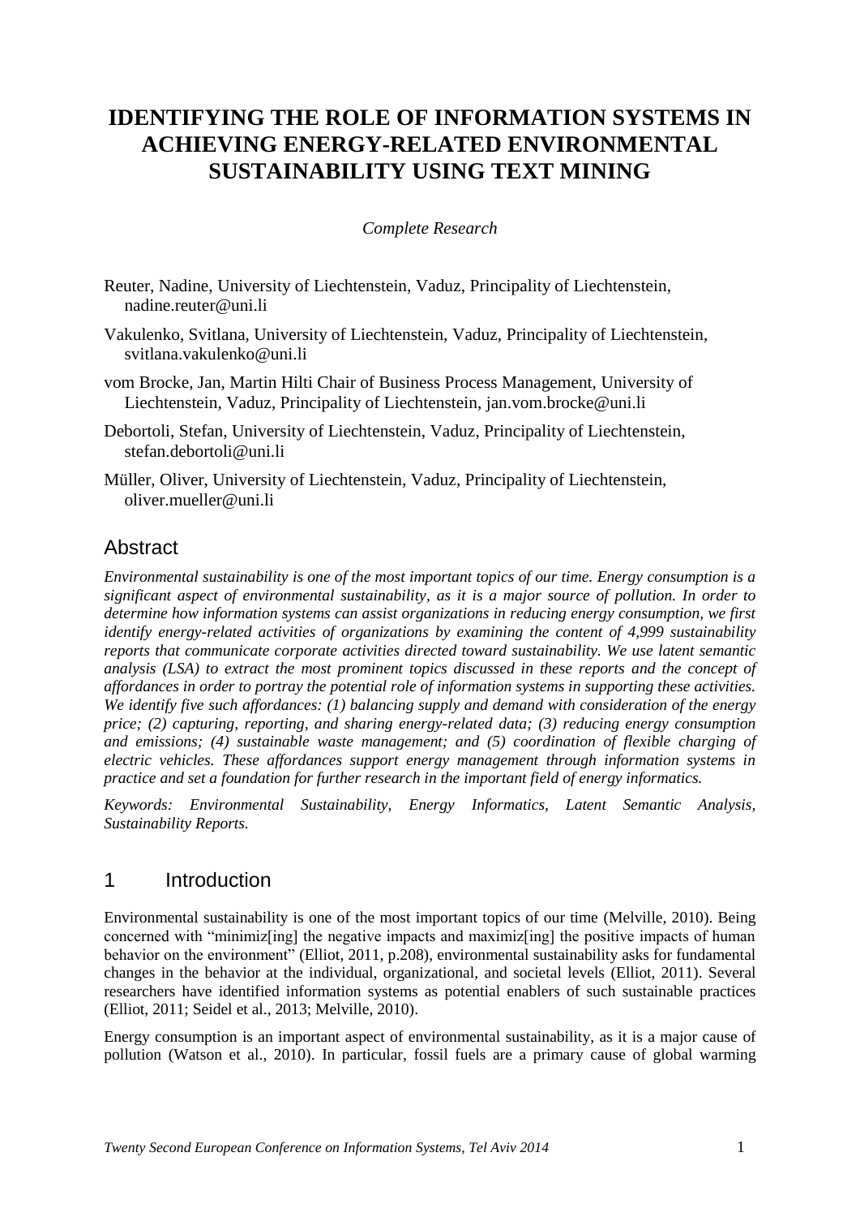# IDENTIFYING THE ROLE OF INFORMATION SYSTEMS IN ACHIEVING ENERGY-RELATED ENVIRONMENTAL SUSTAINABILITY USING TEXT MINING

*Complete Research*

Reuter, Nadine, University of Liechtenstein, Vaduz, Principality of Liechtenstein, nadine.reuter@uni.li

Vakulenko, Svitlana, University of Liechtenstein, Vaduz, Principality of Liechtenstein, svitlana.vakulenko@uni.li

vom Brocke, Jan, Martin Hilti Chair of Business Process Management, University of Liechtenstein, Vaduz, Principality of Liechtenstein, jan.vom.brocke@uni.li

Debortoli, Stefan, University of Liechtenstein, Vaduz, Principality of Liechtenstein, stefan.debortoli@uni.li

Müller, Oliver, University of Liechtenstein, Vaduz, Principality of Liechtenstein, oliver.mueller@uni.li

## Abstract

*Environmental sustainability is one of the most important topics of our time. Energy consumption is a significant aspect of environmental sustainability, as it is a major source of pollution. In order to determine how information systems can assist organizations in reducing energy consumption, we first identify energy-related activities of organizations by examining the content of 4,999 sustainability reports that communicate corporate activities directed toward sustainability. We use latent semantic analysis (LSA) to extract the most prominent topics discussed in these reports and the concept of affordances in order to portray the potential role of information systems in supporting these activities. We identify five such affordances: (1) balancing supply and demand with consideration of the energy price; (2) capturing, reporting, and sharing energy-related data; (3) reducing energy consumption and emissions; (4) sustainable waste management; and (5) coordination of flexible charging of electric vehicles. These affordances support energy management through information systems in practice and set a foundation for further research in the important field of energy informatics.*

*Keywords: Environmental Sustainability, Energy Informatics, Latent Semantic Analysis, Sustainability Reports.*

## 1 Introduction

Environmental sustainability is one of the most important topics of our time (Melville, 2010). Being concerned with "minimiz[ing] the negative impacts and maximiz[ing] the positive impacts of human behavior on the environment" (Elliot, 2011, p.208), environmental sustainability asks for fundamental changes in the behavior at the individual, organizational, and societal levels (Elliot, 2011). Several researchers have identified information systems as potential enablers of such sustainable practices (Elliot, 2011; Seidel et al., 2013; Melville, 2010).

Energy consumption is an important aspect of environmental sustainability, as it is a major cause of pollution (Watson et al., 2010). In particular, fossil fuels are a primary cause of global warming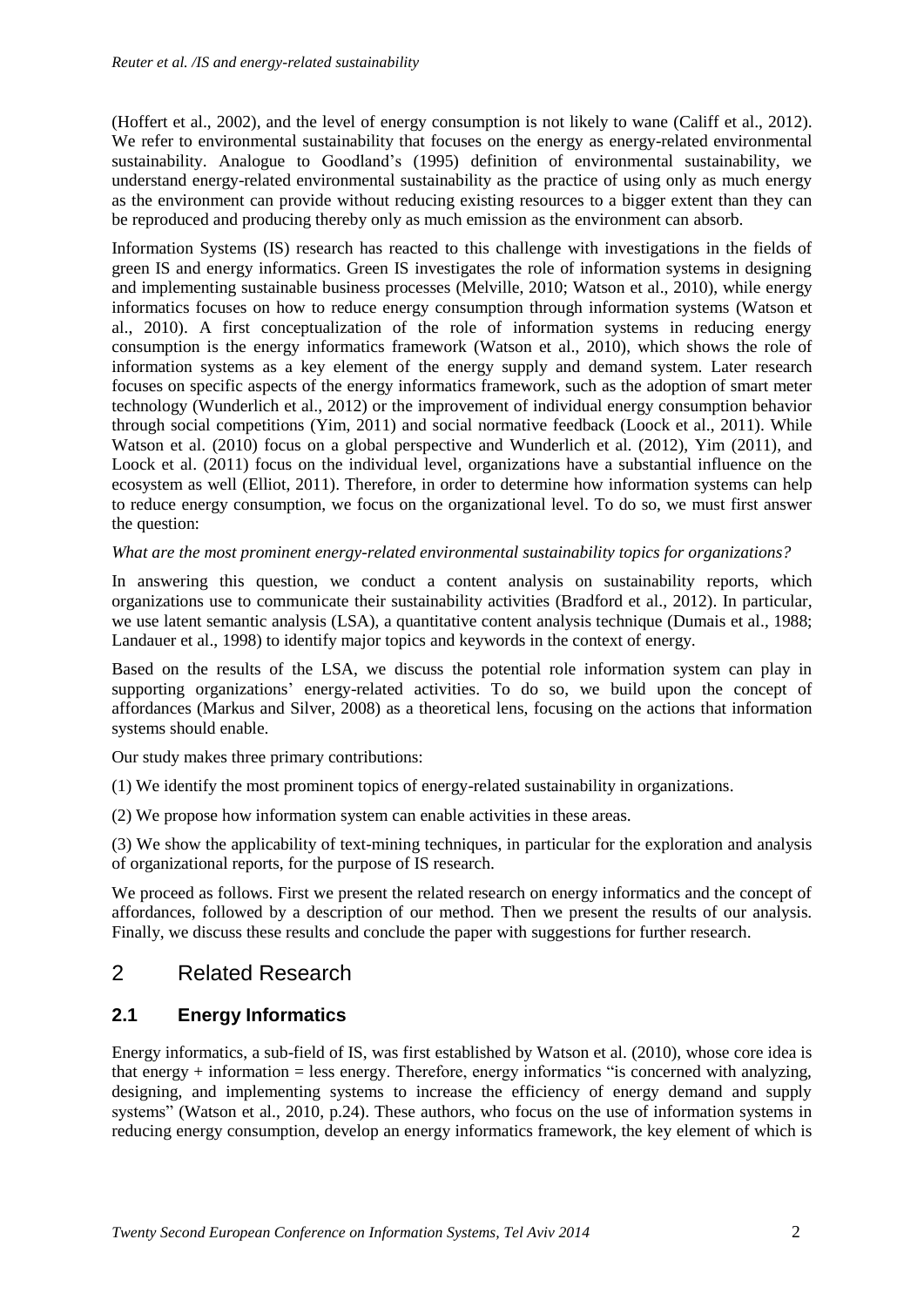(Hoffert et al., 2002), and the level of energy consumption is not likely to wane (Califf et al., 2012). We refer to environmental sustainability that focuses on the energy as energy-related environmental sustainability. Analogue to Goodland's (1995) definition of environmental sustainability, we understand energy-related environmental sustainability as the practice of using only as much energy as the environment can provide without reducing existing resources to a bigger extent than they can be reproduced and producing thereby only as much emission as the environment can absorb.

Information Systems (IS) research has reacted to this challenge with investigations in the fields of green IS and energy informatics. Green IS investigates the role of information systems in designing and implementing sustainable business processes (Melville, 2010; Watson et al., 2010), while energy informatics focuses on how to reduce energy consumption through information systems (Watson et al., 2010). A first conceptualization of the role of information systems in reducing energy consumption is the energy informatics framework (Watson et al., 2010), which shows the role of information systems as a key element of the energy supply and demand system. Later research focuses on specific aspects of the energy informatics framework, such as the adoption of smart meter technology (Wunderlich et al., 2012) or the improvement of individual energy consumption behavior through social competitions (Yim, 2011) and social normative feedback (Loock et al., 2011). While Watson et al. (2010) focus on a global perspective and Wunderlich et al. (2012), Yim (2011), and Loock et al. (2011) focus on the individual level, organizations have a substantial influence on the ecosystem as well (Elliot, 2011). Therefore, in order to determine how information systems can help to reduce energy consumption, we focus on the organizational level. To do so, we must first answer the question:

*What are the most prominent energy-related environmental sustainability topics for organizations?*

In answering this question, we conduct a content analysis on sustainability reports, which organizations use to communicate their sustainability activities (Bradford et al., 2012). In particular, we use latent semantic analysis (LSA), a quantitative content analysis technique (Dumais et al., 1988; Landauer et al., 1998) to identify major topics and keywords in the context of energy.

Based on the results of the LSA, we discuss the potential role information system can play in supporting organizations' energy-related activities. To do so, we build upon the concept of affordances (Markus and Silver, 2008) as a theoretical lens, focusing on the actions that information systems should enable.

Our study makes three primary contributions:

(1) We identify the most prominent topics of energy-related sustainability in organizations.

(2) We propose how information system can enable activities in these areas.

(3) We show the applicability of text-mining techniques, in particular for the exploration and analysis of organizational reports, for the purpose of IS research.

We proceed as follows. First we present the related research on energy informatics and the concept of affordances, followed by a description of our method. Then we present the results of our analysis. Finally, we discuss these results and conclude the paper with suggestions for further research.

# 2 Related Research

## 2.1 Energy Informatics

Energy informatics, a sub-field of IS, was first established by Watson et al. (2010), whose core idea is that energy + information = less energy. Therefore, energy informatics "is concerned with analyzing, designing, and implementing systems to increase the efficiency of energy demand and supply systems" (Watson et al., 2010, p.24). These authors, who focus on the use of information systems in reducing energy consumption, develop an energy informatics framework, the key element of which is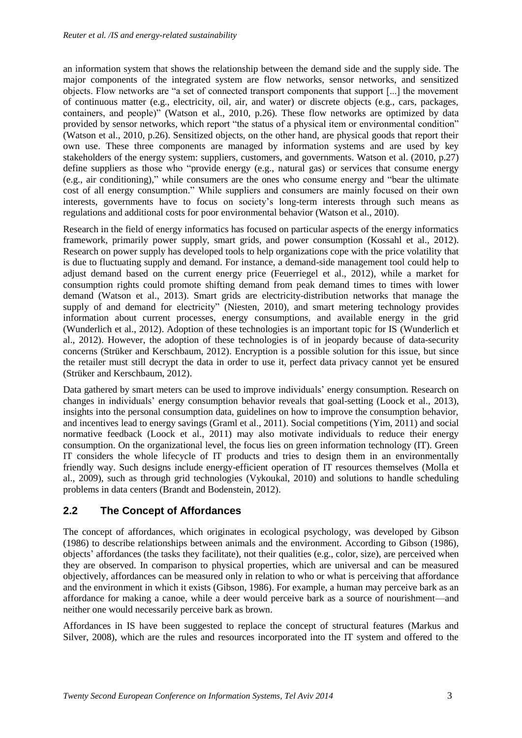an information system that shows the relationship between the demand side and the supply side. The major components of the integrated system are flow networks, sensor networks, and sensitized objects. Flow networks are "a set of connected transport components that support [...] the movement of continuous matter (e.g., electricity, oil, air, and water) or discrete objects (e.g., cars, packages, containers, and people)" (Watson et al., 2010, p.26). These flow networks are optimized by data provided by sensor networks, which report "the status of a physical item or environmental condition" (Watson et al., 2010, p.26). Sensitized objects, on the other hand, are physical goods that report their own use. These three components are managed by information systems and are used by key stakeholders of the energy system: suppliers, customers, and governments. Watson et al. (2010, p.27) define suppliers as those who "provide energy (e.g., natural gas) or services that consume energy (e.g., air conditioning)," while consumers are the ones who consume energy and "bear the ultimate cost of all energy consumption." While suppliers and consumers are mainly focused on their own interests, governments have to focus on society's long-term interests through such means as regulations and additional costs for poor environmental behavior (Watson et al., 2010).

Research in the field of energy informatics has focused on particular aspects of the energy informatics framework, primarily power supply, smart grids, and power consumption (Kossahl et al., 2012). Research on power supply has developed tools to help organizations cope with the price volatility that is due to fluctuating supply and demand. For instance, a demand-side management tool could help to adjust demand based on the current energy price (Feuerriegel et al., 2012), while a market for consumption rights could promote shifting demand from peak demand times to times with lower demand (Watson et al., 2013). Smart grids are electricity-distribution networks that manage the supply of and demand for electricity" (Niesten, 2010), and smart metering technology provides information about current processes, energy consumptions, and available energy in the grid (Wunderlich et al., 2012). Adoption of these technologies is an important topic for IS (Wunderlich et al., 2012). However, the adoption of these technologies is of in jeopardy because of data-security concerns (Strüker and Kerschbaum, 2012). Encryption is a possible solution for this issue, but since the retailer must still decrypt the data in order to use it, perfect data privacy cannot yet be ensured (Strüker and Kerschbaum, 2012).

Data gathered by smart meters can be used to improve individuals' energy consumption. Research on changes in individuals' energy consumption behavior reveals that goal-setting (Loock et al., 2013), insights into the personal consumption data, guidelines on how to improve the consumption behavior, and incentives lead to energy savings (Graml et al., 2011). Social competitions (Yim, 2011) and social normative feedback (Loock et al., 2011) may also motivate individuals to reduce their energy consumption. On the organizational level, the focus lies on green information technology (IT). Green IT considers the whole lifecycle of IT products and tries to design them in an environmentally friendly way. Such designs include energy-efficient operation of IT resources themselves (Molla et al., 2009), such as through grid technologies (Vykoukal, 2010) and solutions to handle scheduling problems in data centers (Brandt and Bodenstein, 2012).

## 2.2 The Concept of Affordances

The concept of affordances, which originates in ecological psychology, was developed by Gibson (1986) to describe relationships between animals and the environment. According to Gibson (1986), objects' affordances (the tasks they facilitate), not their qualities (e.g., color, size), are perceived when they are observed. In comparison to physical properties, which are universal and can be measured objectively, affordances can be measured only in relation to who or what is perceiving that affordance and the environment in which it exists (Gibson, 1986). For example, a human may perceive bark as an affordance for making a canoe, while a deer would perceive bark as a source of nourishment—and neither one would necessarily perceive bark as brown.

Affordances in IS have been suggested to replace the concept of structural features (Markus and Silver, 2008), which are the rules and resources incorporated into the IT system and offered to the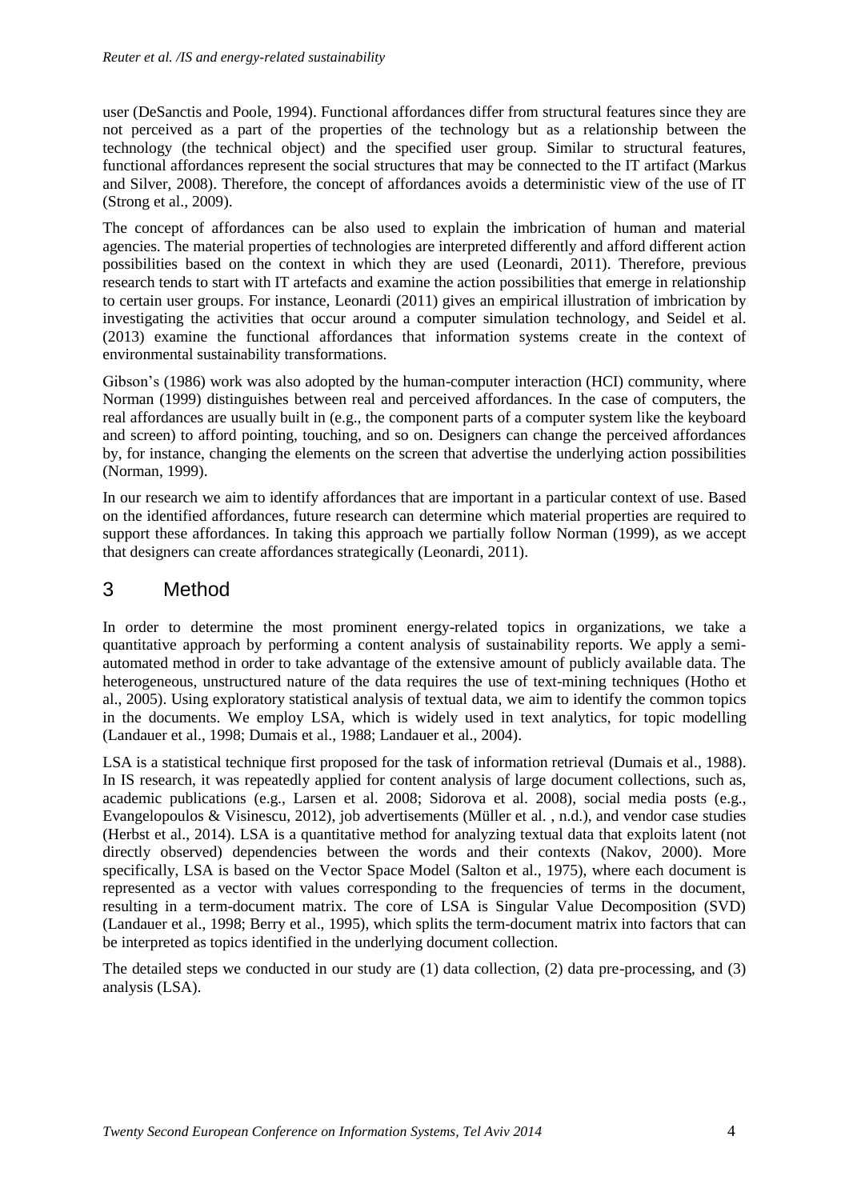user (DeSanctis and Poole, 1994). Functional affordances differ from structural features since they are not perceived as a part of the properties of the technology but as a relationship between the technology (the technical object) and the specified user group. Similar to structural features, functional affordances represent the social structures that may be connected to the IT artifact (Markus and Silver, 2008). Therefore, the concept of affordances avoids a deterministic view of the use of IT (Strong et al., 2009).

The concept of affordances can be also used to explain the imbrication of human and material agencies. The material properties of technologies are interpreted differently and afford different action possibilities based on the context in which they are used (Leonardi, 2011). Therefore, previous research tends to start with IT artefacts and examine the action possibilities that emerge in relationship to certain user groups. For instance, Leonardi (2011) gives an empirical illustration of imbrication by investigating the activities that occur around a computer simulation technology, and Seidel et al. (2013) examine the functional affordances that information systems create in the context of environmental sustainability transformations.

Gibson's (1986) work was also adopted by the human-computer interaction (HCI) community, where Norman (1999) distinguishes between real and perceived affordances. In the case of computers, the real affordances are usually built in (e.g., the component parts of a computer system like the keyboard and screen) to afford pointing, touching, and so on. Designers can change the perceived affordances by, for instance, changing the elements on the screen that advertise the underlying action possibilities (Norman, 1999).

In our research we aim to identify affordances that are important in a particular context of use. Based on the identified affordances, future research can determine which material properties are required to support these affordances. In taking this approach we partially follow Norman (1999), as we accept that designers can create affordances strategically (Leonardi, 2011).

# 3 Method

In order to determine the most prominent energy-related topics in organizations, we take a quantitative approach by performing a content analysis of sustainability reports. We apply a semi-automated method in order to take advantage of the extensive amount of publicly available data. The heterogeneous, unstructured nature of the data requires the use of text-mining techniques (Hotho et al., 2005). Using exploratory statistical analysis of textual data, we aim to identify the common topics in the documents. We employ LSA, which is widely used in text analytics, for topic modelling (Landauer et al., 1998; Dumais et al., 1988; Landauer et al., 2004).

LSA is a statistical technique first proposed for the task of information retrieval (Dumais et al., 1988). In IS research, it was repeatedly applied for content analysis of large document collections, such as, academic publications (e.g., Larsen et al. 2008; Sidorova et al. 2008), social media posts (e.g., Evangelopoulos & Visinescu, 2012), job advertisements (Müller et al. , n.d.), and vendor case studies (Herbst et al., 2014). LSA is a quantitative method for analyzing textual data that exploits latent (not directly observed) dependencies between the words and their contexts (Nakov, 2000). More specifically, LSA is based on the Vector Space Model (Salton et al., 1975), where each document is represented as a vector with values corresponding to the frequencies of terms in the document, resulting in a term-document matrix. The core of LSA is Singular Value Decomposition (SVD) (Landauer et al., 1998; Berry et al., 1995), which splits the term-document matrix into factors that can be interpreted as topics identified in the underlying document collection.

The detailed steps we conducted in our study are (1) data collection, (2) data pre-processing, and (3) analysis (LSA).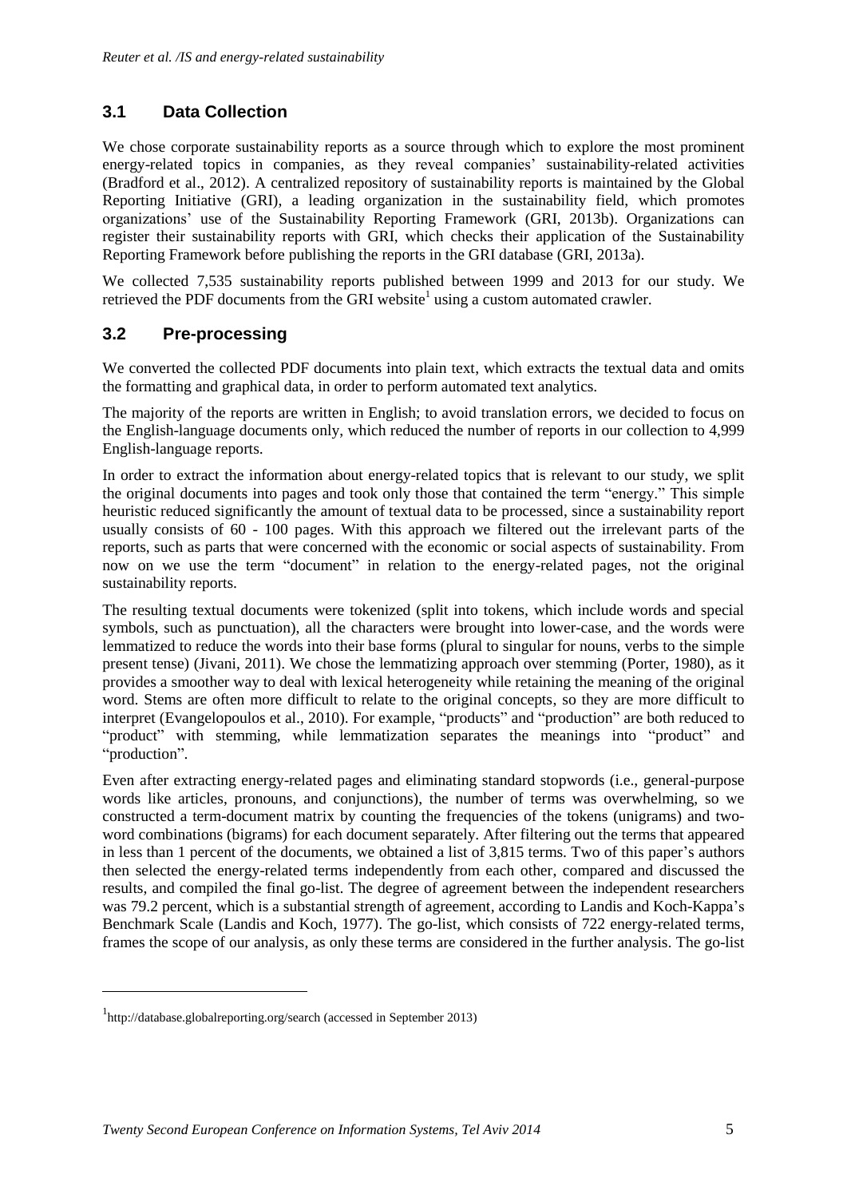## 3.1 Data Collection

We chose corporate sustainability reports as a source through which to explore the most prominent energy-related topics in companies, as they reveal companies' sustainability-related activities (Bradford et al., 2012). A centralized repository of sustainability reports is maintained by the Global Reporting Initiative (GRI), a leading organization in the sustainability field, which promotes organizations' use of the Sustainability Reporting Framework (GRI, 2013b). Organizations can register their sustainability reports with GRI, which checks their application of the Sustainability Reporting Framework before publishing the reports in the GRI database (GRI, 2013a).

We collected 7,535 sustainability reports published between 1999 and 2013 for our study. We retrieved the PDF documents from the GRI website[1] using a custom automated crawler.

## 3.2 Pre-processing

We converted the collected PDF documents into plain text, which extracts the textual data and omits the formatting and graphical data, in order to perform automated text analytics.

The majority of the reports are written in English; to avoid translation errors, we decided to focus on the English-language documents only, which reduced the number of reports in our collection to 4,999 English-language reports.

In order to extract the information about energy-related topics that is relevant to our study, we split the original documents into pages and took only those that contained the term "energy." This simple heuristic reduced significantly the amount of textual data to be processed, since a sustainability report usually consists of 60 - 100 pages. With this approach we filtered out the irrelevant parts of the reports, such as parts that were concerned with the economic or social aspects of sustainability. From now on we use the term "document" in relation to the energy-related pages, not the original sustainability reports.

The resulting textual documents were tokenized (split into tokens, which include words and special symbols, such as punctuation), all the characters were brought into lower-case, and the words were lemmatized to reduce the words into their base forms (plural to singular for nouns, verbs to the simple present tense) (Jivani, 2011). We chose the lemmatizing approach over stemming (Porter, 1980), as it provides a smoother way to deal with lexical heterogeneity while retaining the meaning of the original word. Stems are often more difficult to relate to the original concepts, so they are more difficult to interpret (Evangelopoulos et al., 2010). For example, "products" and "production" are both reduced to "product" with stemming, while lemmatization separates the meanings into "product" and "production".

Even after extracting energy-related pages and eliminating standard stopwords (i.e., general-purpose words like articles, pronouns, and conjunctions), the number of terms was overwhelming, so we constructed a term-document matrix by counting the frequencies of the tokens (unigrams) and two-word combinations (bigrams) for each document separately. After filtering out the terms that appeared in less than 1 percent of the documents, we obtained a list of 3,815 terms. Two of this paper's authors then selected the energy-related terms independently from each other, compared and discussed the results, and compiled the final go-list. The degree of agreement between the independent researchers was 79.2 percent, which is a substantial strength of agreement, according to Landis and Koch-Kappa's Benchmark Scale (Landis and Koch, 1977). The go-list, which consists of 722 energy-related terms, frames the scope of our analysis, as only these terms are considered in the further analysis. The go-list

[1] http://database.globalreporting.org/search (accessed in September 2013)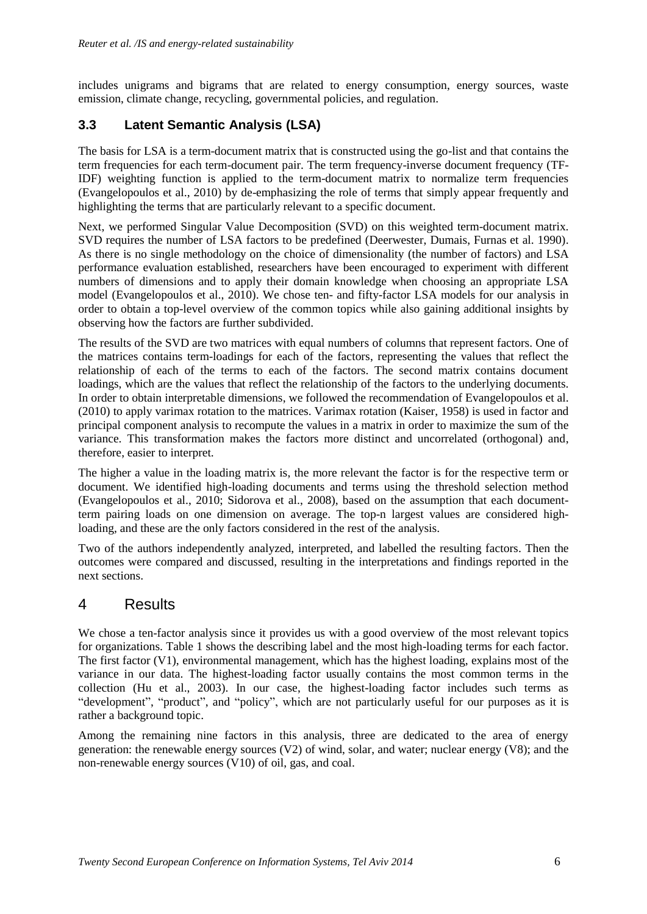includes unigrams and bigrams that are related to energy consumption, energy sources, waste emission, climate change, recycling, governmental policies, and regulation.

### 3.3 Latent Semantic Analysis (LSA)

The basis for LSA is a term-document matrix that is constructed using the go-list and that contains the term frequencies for each term-document pair. The term frequency-inverse document frequency (TF-IDF) weighting function is applied to the term-document matrix to normalize term frequencies (Evangelopoulos et al., 2010) by de-emphasizing the role of terms that simply appear frequently and highlighting the terms that are particularly relevant to a specific document.

Next, we performed Singular Value Decomposition (SVD) on this weighted term-document matrix. SVD requires the number of LSA factors to be predefined (Deerwester, Dumais, Furnas et al. 1990). As there is no single methodology on the choice of dimensionality (the number of factors) and LSA performance evaluation established, researchers have been encouraged to experiment with different numbers of dimensions and to apply their domain knowledge when choosing an appropriate LSA model (Evangelopoulos et al., 2010). We chose ten- and fifty-factor LSA models for our analysis in order to obtain a top-level overview of the common topics while also gaining additional insights by observing how the factors are further subdivided.

The results of the SVD are two matrices with equal numbers of columns that represent factors. One of the matrices contains term-loadings for each of the factors, representing the values that reflect the relationship of each of the terms to each of the factors. The second matrix contains document loadings, which are the values that reflect the relationship of the factors to the underlying documents. In order to obtain interpretable dimensions, we followed the recommendation of Evangelopoulos et al. (2010) to apply varimax rotation to the matrices. Varimax rotation (Kaiser, 1958) is used in factor and principal component analysis to recompute the values in a matrix in order to maximize the sum of the variance. This transformation makes the factors more distinct and uncorrelated (orthogonal) and, therefore, easier to interpret.

The higher a value in the loading matrix is, the more relevant the factor is for the respective term or document. We identified high-loading documents and terms using the threshold selection method (Evangelopoulos et al., 2010; Sidorova et al., 2008), based on the assumption that each document-term pairing loads on one dimension on average. The top-n largest values are considered high-loading, and these are the only factors considered in the rest of the analysis.

Two of the authors independently analyzed, interpreted, and labelled the resulting factors. Then the outcomes were compared and discussed, resulting in the interpretations and findings reported in the next sections.

## 4 Results

We chose a ten-factor analysis since it provides us with a good overview of the most relevant topics for organizations. Table 1 shows the describing label and the most high-loading terms for each factor. The first factor (V1), environmental management, which has the highest loading, explains most of the variance in our data. The highest-loading factor usually contains the most common terms in the collection (Hu et al., 2003). In our case, the highest-loading factor includes such terms as "development", "product", and "policy", which are not particularly useful for our purposes as it is rather a background topic.

Among the remaining nine factors in this analysis, three are dedicated to the area of energy generation: the renewable energy sources (V2) of wind, solar, and water; nuclear energy (V8); and the non-renewable energy sources (V10) of oil, gas, and coal.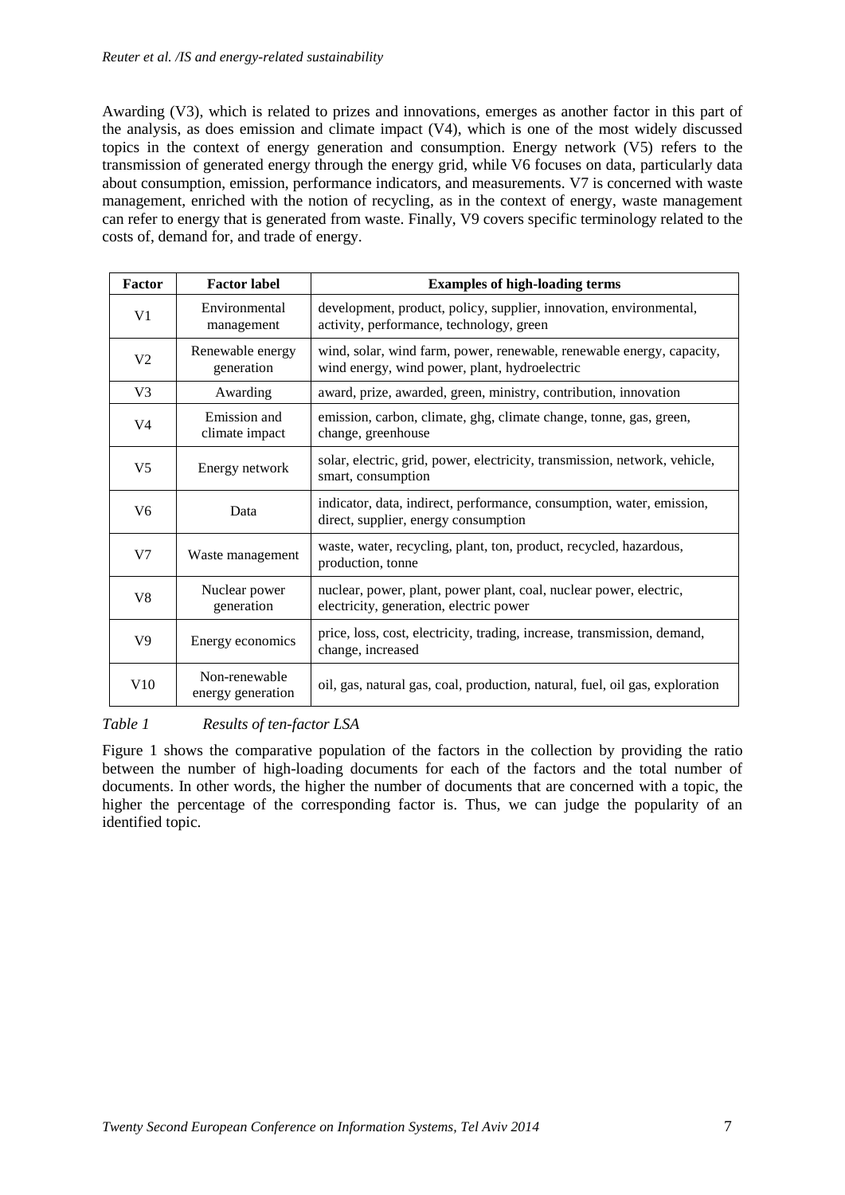Awarding (V3), which is related to prizes and innovations, emerges as another factor in this part of the analysis, as does emission and climate impact (V4), which is one of the most widely discussed topics in the context of energy generation and consumption. Energy network (V5) refers to the transmission of generated energy through the energy grid, while V6 focuses on data, particularly data about consumption, emission, performance indicators, and measurements. V7 is concerned with waste management, enriched with the notion of recycling, as in the context of energy, waste management can refer to energy that is generated from waste. Finally, V9 covers specific terminology related to the costs of, demand for, and trade of energy.

| Factor | Factor label | Examples of high-loading terms |
|---|---|---|
| V1 | Environmental management | development, product, policy, supplier, innovation, environmental, activity, performance, technology, green |
| V2 | Renewable energy generation | wind, solar, wind farm, power, renewable, renewable energy, capacity, wind energy, wind power, plant, hydroelectric |
| V3 | Awarding | award, prize, awarded, green, ministry, contribution, innovation |
| V4 | Emission and climate impact | emission, carbon, climate, ghg, climate change, tonne, gas, green, change, greenhouse |
| V5 | Energy network | solar, electric, grid, power, electricity, transmission, network, vehicle, smart, consumption |
| V6 | Data | indicator, data, indirect, performance, consumption, water, emission, direct, supplier, energy consumption |
| V7 | Waste management | waste, water, recycling, plant, ton, product, recycled, hazardous, production, tonne |
| V8 | Nuclear power generation | nuclear, power, plant, power plant, coal, nuclear power, electric, electricity, generation, electric power |
| V9 | Energy economics | price, loss, cost, electricity, trading, increase, transmission, demand, change, increased |
| V10 | Non-renewable energy generation | oil, gas, natural gas, coal, production, natural, fuel, oil gas, exploration |

*Table 1 Results of ten-factor LSA*

Figure 1 shows the comparative population of the factors in the collection by providing the ratio between the number of high-loading documents for each of the factors and the total number of documents. In other words, the higher the number of documents that are concerned with a topic, the higher the percentage of the corresponding factor is. Thus, we can judge the popularity of an identified topic.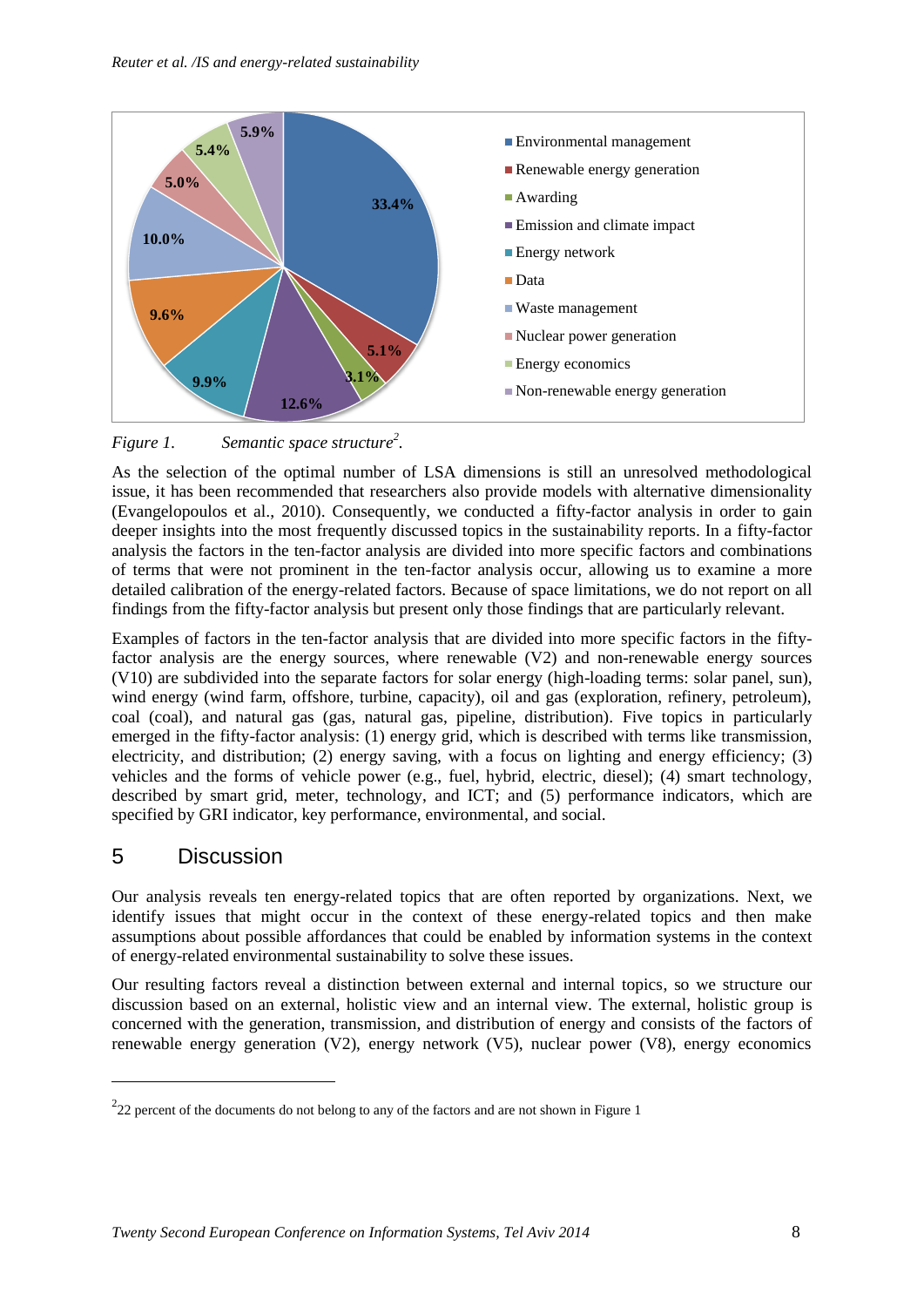Figure 1. Semantic space structure[2].

As the selection of the optimal number of LSA dimensions is still an unresolved methodological issue, it has been recommended that researchers also provide models with alternative dimensionality (Evangelopoulos et al., 2010). Consequently, we conducted a fifty-factor analysis in order to gain deeper insights into the most frequently discussed topics in the sustainability reports. In a fifty-factor analysis the factors in the ten-factor analysis are divided into more specific factors and combinations of terms that were not prominent in the ten-factor analysis occur, allowing us to examine a more detailed calibration of the energy-related factors. Because of space limitations, we do not report on all findings from the fifty-factor analysis but present only those findings that are particularly relevant.

Examples of factors in the ten-factor analysis that are divided into more specific factors in the fifty-factor analysis are the energy sources, where renewable (V2) and non-renewable energy sources (V10) are subdivided into the separate factors for solar energy (high-loading terms: solar panel, sun), wind energy (wind farm, offshore, turbine, capacity), oil and gas (exploration, refinery, petroleum), coal (coal), and natural gas (gas, natural gas, pipeline, distribution). Five topics in particularly emerged in the fifty-factor analysis: (1) energy grid, which is described with terms like transmission, electricity, and distribution; (2) energy saving, with a focus on lighting and energy efficiency; (3) vehicles and the forms of vehicle power (e.g., fuel, hybrid, electric, diesel); (4) smart technology, described by smart grid, meter, technology, and ICT; and (5) performance indicators, which are specified by GRI indicator, key performance, environmental, and social.

## 5 Discussion

Our analysis reveals ten energy-related topics that are often reported by organizations. Next, we identify issues that might occur in the context of these energy-related topics and then make assumptions about possible affordances that could be enabled by information systems in the context of energy-related environmental sustainability to solve these issues.

Our resulting factors reveal a distinction between external and internal topics, so we structure our discussion based on an external, holistic view and an internal view. The external, holistic group is concerned with the generation, transmission, and distribution of energy and consists of the factors of renewable energy generation (V2), energy network (V5), nuclear power (V8), energy economics

[2] 22 percent of the documents do not belong to any of the factors and are not shown in Figure 1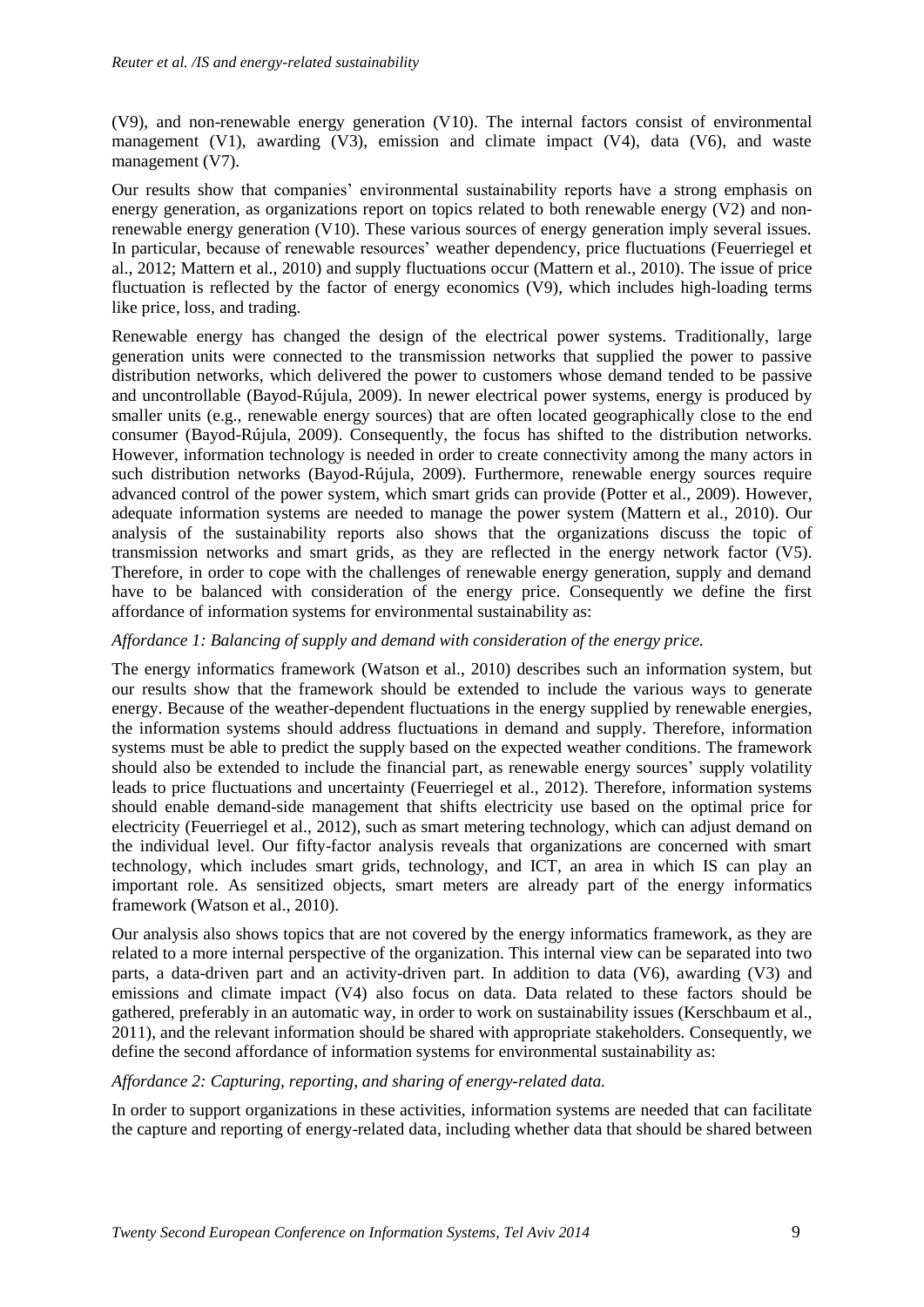(V9), and non-renewable energy generation (V10). The internal factors consist of environmental management (V1), awarding (V3), emission and climate impact (V4), data (V6), and waste management (V7).

Our results show that companies' environmental sustainability reports have a strong emphasis on energy generation, as organizations report on topics related to both renewable energy (V2) and non-renewable energy generation (V10). These various sources of energy generation imply several issues. In particular, because of renewable resources' weather dependency, price fluctuations (Feuerriegel et al., 2012; Mattern et al., 2010) and supply fluctuations occur (Mattern et al., 2010). The issue of price fluctuation is reflected by the factor of energy economics (V9), which includes high-loading terms like price, loss, and trading.

Renewable energy has changed the design of the electrical power systems. Traditionally, large generation units were connected to the transmission networks that supplied the power to passive distribution networks, which delivered the power to customers whose demand tended to be passive and uncontrollable (Bayod-Rújula, 2009). In newer electrical power systems, energy is produced by smaller units (e.g., renewable energy sources) that are often located geographically close to the end consumer (Bayod-Rújula, 2009). Consequently, the focus has shifted to the distribution networks. However, information technology is needed in order to create connectivity among the many actors in such distribution networks (Bayod-Rújula, 2009). Furthermore, renewable energy sources require advanced control of the power system, which smart grids can provide (Potter et al., 2009). However, adequate information systems are needed to manage the power system (Mattern et al., 2010). Our analysis of the sustainability reports also shows that the organizations discuss the topic of transmission networks and smart grids, as they are reflected in the energy network factor (V5). Therefore, in order to cope with the challenges of renewable energy generation, supply and demand have to be balanced with consideration of the energy price. Consequently we define the first affordance of information systems for environmental sustainability as:

*Affordance 1: Balancing of supply and demand with consideration of the energy price.*

The energy informatics framework (Watson et al., 2010) describes such an information system, but our results show that the framework should be extended to include the various ways to generate energy. Because of the weather-dependent fluctuations in the energy supplied by renewable energies, the information systems should address fluctuations in demand and supply. Therefore, information systems must be able to predict the supply based on the expected weather conditions. The framework should also be extended to include the financial part, as renewable energy sources' supply volatility leads to price fluctuations and uncertainty (Feuerriegel et al., 2012). Therefore, information systems should enable demand-side management that shifts electricity use based on the optimal price for electricity (Feuerriegel et al., 2012), such as smart metering technology, which can adjust demand on the individual level. Our fifty-factor analysis reveals that organizations are concerned with smart technology, which includes smart grids, technology, and ICT, an area in which IS can play an important role. As sensitized objects, smart meters are already part of the energy informatics framework (Watson et al., 2010).

Our analysis also shows topics that are not covered by the energy informatics framework, as they are related to a more internal perspective of the organization. This internal view can be separated into two parts, a data-driven part and an activity-driven part. In addition to data (V6), awarding (V3) and emissions and climate impact (V4) also focus on data. Data related to these factors should be gathered, preferably in an automatic way, in order to work on sustainability issues (Kerschbaum et al., 2011), and the relevant information should be shared with appropriate stakeholders. Consequently, we define the second affordance of information systems for environmental sustainability as:

*Affordance 2: Capturing, reporting, and sharing of energy-related data.*

In order to support organizations in these activities, information systems are needed that can facilitate the capture and reporting of energy-related data, including whether data that should be shared between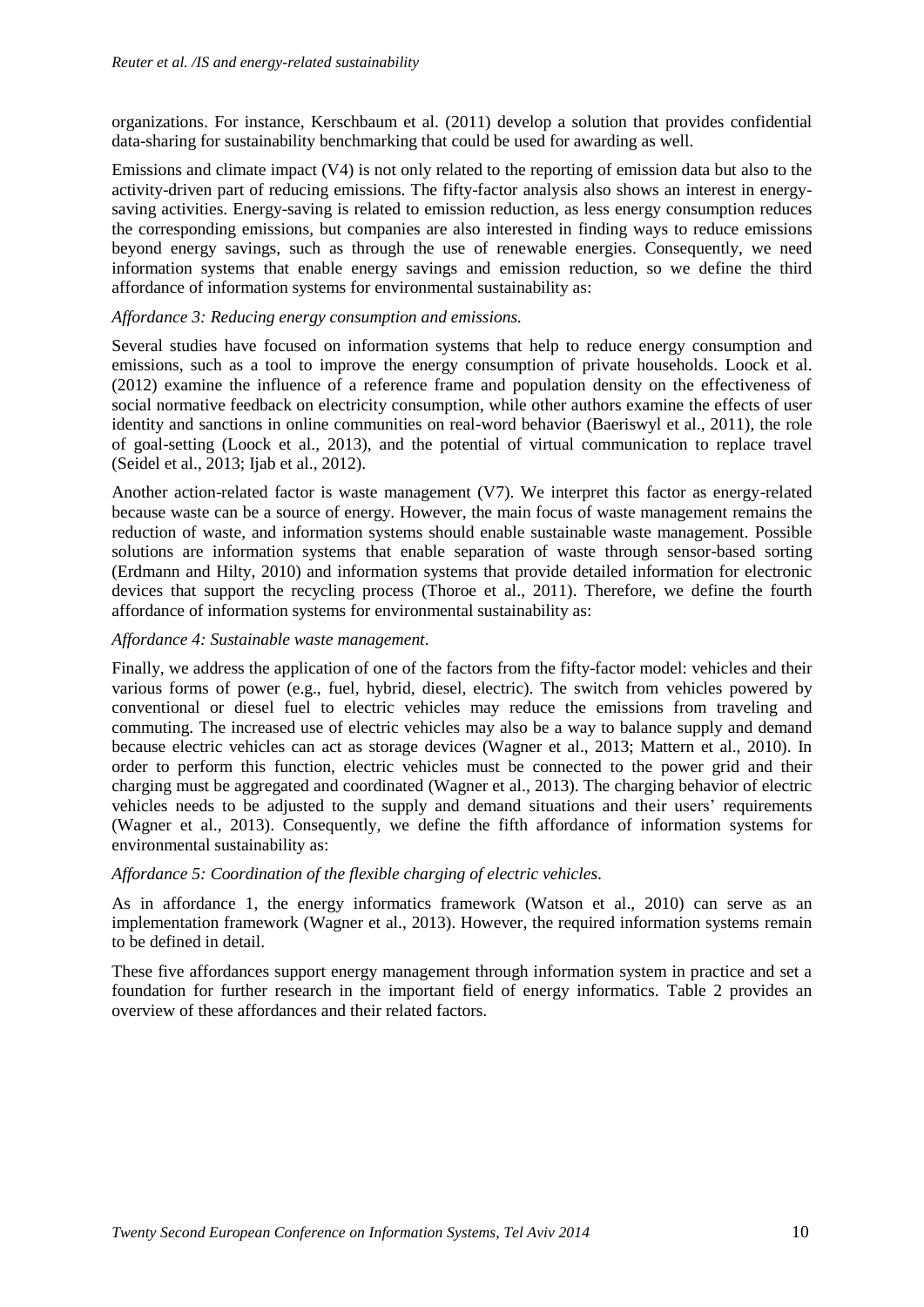organizations. For instance, Kerschbaum et al. (2011) develop a solution that provides confidential data-sharing for sustainability benchmarking that could be used for awarding as well.

Emissions and climate impact (V4) is not only related to the reporting of emission data but also to the activity-driven part of reducing emissions. The fifty-factor analysis also shows an interest in energy-saving activities. Energy-saving is related to emission reduction, as less energy consumption reduces the corresponding emissions, but companies are also interested in finding ways to reduce emissions beyond energy savings, such as through the use of renewable energies. Consequently, we need information systems that enable energy savings and emission reduction, so we define the third affordance of information systems for environmental sustainability as:

*Affordance 3: Reducing energy consumption and emissions.*

Several studies have focused on information systems that help to reduce energy consumption and emissions, such as a tool to improve the energy consumption of private households. Loock et al. (2012) examine the influence of a reference frame and population density on the effectiveness of social normative feedback on electricity consumption, while other authors examine the effects of user identity and sanctions in online communities on real-word behavior (Baeriswyl et al., 2011), the role of goal-setting (Loock et al., 2013), and the potential of virtual communication to replace travel (Seidel et al., 2013; Ijab et al., 2012).

Another action-related factor is waste management (V7). We interpret this factor as energy-related because waste can be a source of energy. However, the main focus of waste management remains the reduction of waste, and information systems should enable sustainable waste management. Possible solutions are information systems that enable separation of waste through sensor-based sorting (Erdmann and Hilty, 2010) and information systems that provide detailed information for electronic devices that support the recycling process (Thoroe et al., 2011). Therefore, we define the fourth affordance of information systems for environmental sustainability as:

*Affordance 4: Sustainable waste management*.

Finally, we address the application of one of the factors from the fifty-factor model: vehicles and their various forms of power (e.g., fuel, hybrid, diesel, electric). The switch from vehicles powered by conventional or diesel fuel to electric vehicles may reduce the emissions from traveling and commuting. The increased use of electric vehicles may also be a way to balance supply and demand because electric vehicles can act as storage devices (Wagner et al., 2013; Mattern et al., 2010). In order to perform this function, electric vehicles must be connected to the power grid and their charging must be aggregated and coordinated (Wagner et al., 2013). The charging behavior of electric vehicles needs to be adjusted to the supply and demand situations and their users' requirements (Wagner et al., 2013). Consequently, we define the fifth affordance of information systems for environmental sustainability as:

*Affordance 5: Coordination of the flexible charging of electric vehicles.*

As in affordance 1, the energy informatics framework (Watson et al., 2010) can serve as an implementation framework (Wagner et al., 2013). However, the required information systems remain to be defined in detail.

These five affordances support energy management through information system in practice and set a foundation for further research in the important field of energy informatics. Table 2 provides an overview of these affordances and their related factors.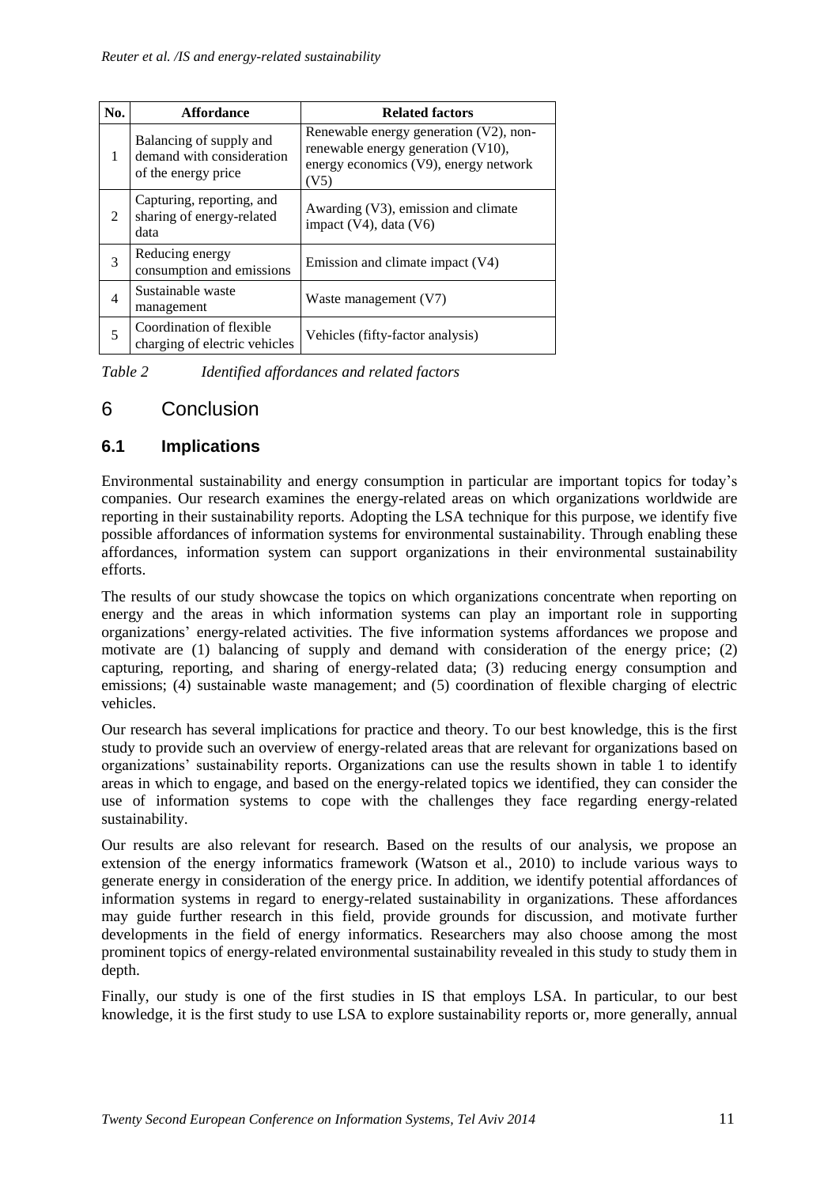| No. | Affordance | Related factors |
| --- | --- | --- |
| 1 | Balancing of supply and demand with consideration of the energy price | Renewable energy generation (V2), non-renewable energy generation (V10), energy economics (V9), energy network (V5) |
| 2 | Capturing, reporting, and sharing of energy-related data | Awarding (V3), emission and climate impact (V4), data (V6) |
| 3 | Reducing energy consumption and emissions | Emission and climate impact (V4) |
| 4 | Sustainable waste management | Waste management (V7) |
| 5 | Coordination of flexible charging of electric vehicles | Vehicles (fifty-factor analysis) |

*Table 2 Identified affordances and related factors*

# 6 Conclusion

## 6.1 Implications

Environmental sustainability and energy consumption in particular are important topics for today's companies. Our research examines the energy-related areas on which organizations worldwide are reporting in their sustainability reports. Adopting the LSA technique for this purpose, we identify five possible affordances of information systems for environmental sustainability. Through enabling these affordances, information system can support organizations in their environmental sustainability efforts.

The results of our study showcase the topics on which organizations concentrate when reporting on energy and the areas in which information systems can play an important role in supporting organizations' energy-related activities. The five information systems affordances we propose and motivate are (1) balancing of supply and demand with consideration of the energy price; (2) capturing, reporting, and sharing of energy-related data; (3) reducing energy consumption and emissions; (4) sustainable waste management; and (5) coordination of flexible charging of electric vehicles.

Our research has several implications for practice and theory. To our best knowledge, this is the first study to provide such an overview of energy-related areas that are relevant for organizations based on organizations' sustainability reports. Organizations can use the results shown in table 1 to identify areas in which to engage, and based on the energy-related topics we identified, they can consider the use of information systems to cope with the challenges they face regarding energy-related sustainability.

Our results are also relevant for research. Based on the results of our analysis, we propose an extension of the energy informatics framework (Watson et al., 2010) to include various ways to generate energy in consideration of the energy price. In addition, we identify potential affordances of information systems in regard to energy-related sustainability in organizations. These affordances may guide further research in this field, provide grounds for discussion, and motivate further developments in the field of energy informatics. Researchers may also choose among the most prominent topics of energy-related environmental sustainability revealed in this study to study them in depth.

Finally, our study is one of the first studies in IS that employs LSA. In particular, to our best knowledge, it is the first study to use LSA to explore sustainability reports or, more generally, annual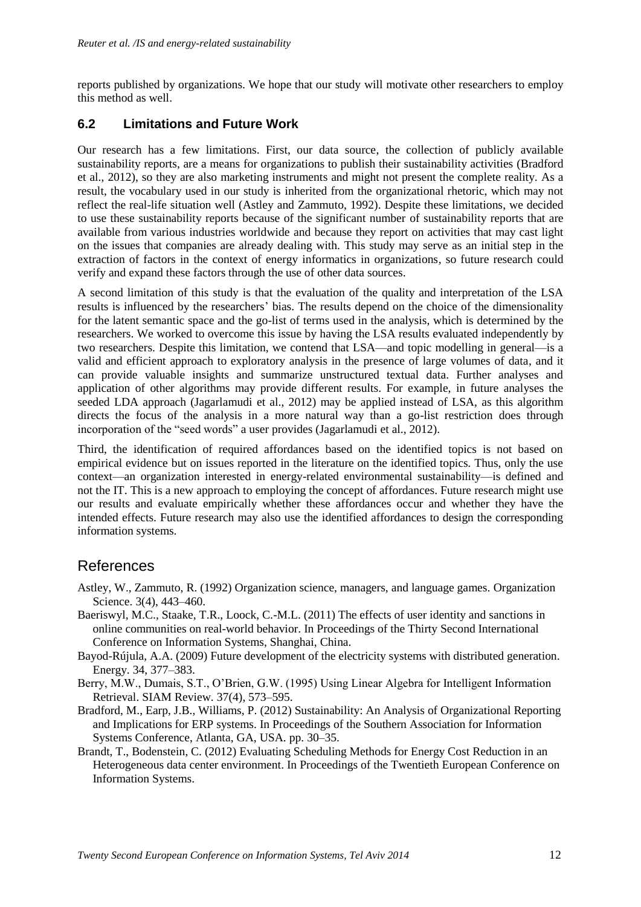reports published by organizations. We hope that our study will motivate other researchers to employ this method as well.

### 6.2 Limitations and Future Work

Our research has a few limitations. First, our data source, the collection of publicly available sustainability reports, are a means for organizations to publish their sustainability activities (Bradford et al., 2012), so they are also marketing instruments and might not present the complete reality. As a result, the vocabulary used in our study is inherited from the organizational rhetoric, which may not reflect the real-life situation well (Astley and Zammuto, 1992). Despite these limitations, we decided to use these sustainability reports because of the significant number of sustainability reports that are available from various industries worldwide and because they report on activities that may cast light on the issues that companies are already dealing with. This study may serve as an initial step in the extraction of factors in the context of energy informatics in organizations, so future research could verify and expand these factors through the use of other data sources.

A second limitation of this study is that the evaluation of the quality and interpretation of the LSA results is influenced by the researchers' bias. The results depend on the choice of the dimensionality for the latent semantic space and the go-list of terms used in the analysis, which is determined by the researchers. We worked to overcome this issue by having the LSA results evaluated independently by two researchers. Despite this limitation, we contend that LSA—and topic modelling in general—is a valid and efficient approach to exploratory analysis in the presence of large volumes of data, and it can provide valuable insights and summarize unstructured textual data. Further analyses and application of other algorithms may provide different results. For example, in future analyses the seeded LDA approach (Jagarlamudi et al., 2012) may be applied instead of LSA, as this algorithm directs the focus of the analysis in a more natural way than a go-list restriction does through incorporation of the "seed words" a user provides (Jagarlamudi et al., 2012).

Third, the identification of required affordances based on the identified topics is not based on empirical evidence but on issues reported in the literature on the identified topics. Thus, only the use context—an organization interested in energy-related environmental sustainability—is defined and not the IT. This is a new approach to employing the concept of affordances. Future research might use our results and evaluate empirically whether these affordances occur and whether they have the intended effects. Future research may also use the identified affordances to design the corresponding information systems.

## References

Astley, W., Zammuto, R. (1992) Organization science, managers, and language games. Organization Science. 3(4), 443–460.

Baeriswyl, M.C., Staake, T.R., Loock, C.-M.L. (2011) The effects of user identity and sanctions in online communities on real-world behavior. In Proceedings of the Thirty Second International Conference on Information Systems, Shanghai, China.

Bayod-Rújula, A.A. (2009) Future development of the electricity systems with distributed generation. Energy. 34, 377–383.

Berry, M.W., Dumais, S.T., O'Brien, G.W. (1995) Using Linear Algebra for Intelligent Information Retrieval. SIAM Review. 37(4), 573–595.

Bradford, M., Earp, J.B., Williams, P. (2012) Sustainability: An Analysis of Organizational Reporting and Implications for ERP systems. In Proceedings of the Southern Association for Information Systems Conference, Atlanta, GA, USA. pp. 30–35.

Brandt, T., Bodenstein, C. (2012) Evaluating Scheduling Methods for Energy Cost Reduction in an Heterogeneous data center environment. In Proceedings of the Twentieth European Conference on Information Systems.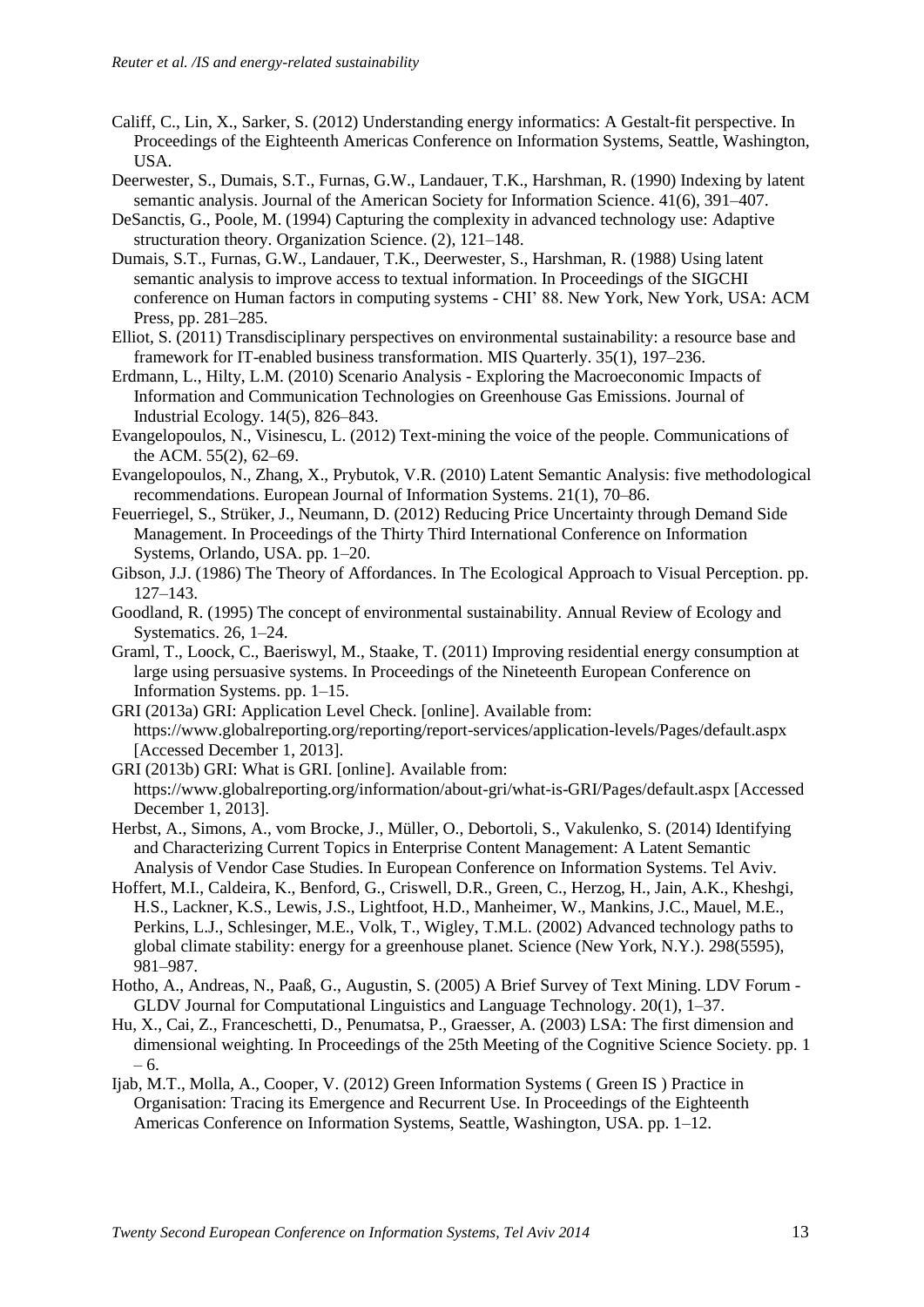Califf, C., Lin, X., Sarker, S. (2012) Understanding energy informatics: A Gestalt-fit perspective. In Proceedings of the Eighteenth Americas Conference on Information Systems, Seattle, Washington, USA.

Deerwester, S., Dumais, S.T., Furnas, G.W., Landauer, T.K., Harshman, R. (1990) Indexing by latent semantic analysis. Journal of the American Society for Information Science. 41(6), 391–407.

DeSanctis, G., Poole, M. (1994) Capturing the complexity in advanced technology use: Adaptive structuration theory. Organization Science. (2), 121–148.

Dumais, S.T., Furnas, G.W., Landauer, T.K., Deerwester, S., Harshman, R. (1988) Using latent semantic analysis to improve access to textual information. In Proceedings of the SIGCHI conference on Human factors in computing systems - CHI' 88. New York, New York, USA: ACM Press, pp. 281–285.

Elliot, S. (2011) Transdisciplinary perspectives on environmental sustainability: a resource base and framework for IT-enabled business transformation. MIS Quarterly. 35(1), 197–236.

Erdmann, L., Hilty, L.M. (2010) Scenario Analysis - Exploring the Macroeconomic Impacts of Information and Communication Technologies on Greenhouse Gas Emissions. Journal of Industrial Ecology. 14(5), 826–843.

Evangelopoulos, N., Visinescu, L. (2012) Text-mining the voice of the people. Communications of the ACM. 55(2), 62–69.

Evangelopoulos, N., Zhang, X., Prybutok, V.R. (2010) Latent Semantic Analysis: five methodological recommendations. European Journal of Information Systems. 21(1), 70–86.

Feuerriegel, S., Strüker, J., Neumann, D. (2012) Reducing Price Uncertainty through Demand Side Management. In Proceedings of the Thirty Third International Conference on Information Systems, Orlando, USA. pp. 1–20.

Gibson, J.J. (1986) The Theory of Affordances. In The Ecological Approach to Visual Perception. pp. 127–143.

Goodland, R. (1995) The concept of environmental sustainability. Annual Review of Ecology and Systematics. 26, 1–24.

Graml, T., Loock, C., Baeriswyl, M., Staake, T. (2011) Improving residential energy consumption at large using persuasive systems. In Proceedings of the Nineteenth European Conference on Information Systems. pp. 1–15.

GRI (2013a) GRI: Application Level Check. [online]. Available from: https://www.globalreporting.org/reporting/report-services/application-levels/Pages/default.aspx [Accessed December 1, 2013].

GRI (2013b) GRI: What is GRI. [online]. Available from: https://www.globalreporting.org/information/about-gri/what-is-GRI/Pages/default.aspx [Accessed December 1, 2013].

Herbst, A., Simons, A., vom Brocke, J., Müller, O., Debortoli, S., Vakulenko, S. (2014) Identifying and Characterizing Current Topics in Enterprise Content Management: A Latent Semantic Analysis of Vendor Case Studies. In European Conference on Information Systems. Tel Aviv.

Hoffert, M.I., Caldeira, K., Benford, G., Criswell, D.R., Green, C., Herzog, H., Jain, A.K., Kheshgi, H.S., Lackner, K.S., Lewis, J.S., Lightfoot, H.D., Manheimer, W., Mankins, J.C., Mauel, M.E., Perkins, L.J., Schlesinger, M.E., Volk, T., Wigley, T.M.L. (2002) Advanced technology paths to global climate stability: energy for a greenhouse planet. Science (New York, N.Y.). 298(5595), 981–987.

Hotho, A., Andreas, N., Paaß, G., Augustin, S. (2005) A Brief Survey of Text Mining. LDV Forum - GLDV Journal for Computational Linguistics and Language Technology. 20(1), 1–37.

Hu, X., Cai, Z., Franceschetti, D., Penumatsa, P., Graesser, A. (2003) LSA: The first dimension and dimensional weighting. In Proceedings of the 25th Meeting of the Cognitive Science Society. pp. 1 – 6.

Ijab, M.T., Molla, A., Cooper, V. (2012) Green Information Systems ( Green IS ) Practice in Organisation: Tracing its Emergence and Recurrent Use. In Proceedings of the Eighteenth Americas Conference on Information Systems, Seattle, Washington, USA. pp. 1–12.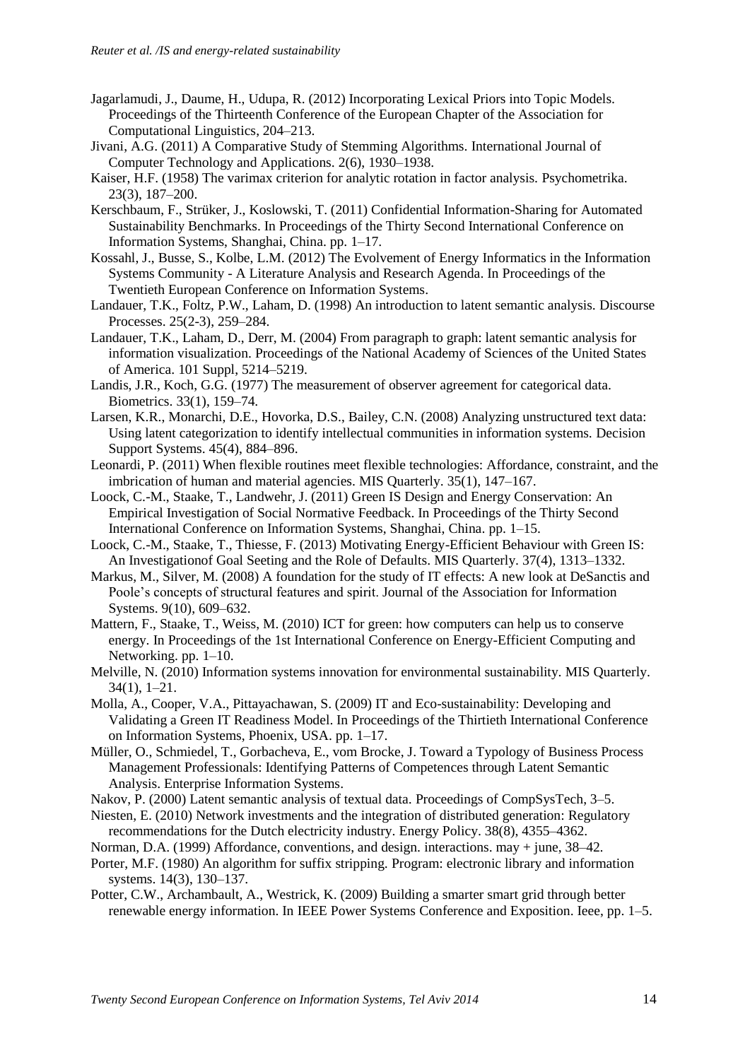Jagarlamudi, J., Daume, H., Udupa, R. (2012) Incorporating Lexical Priors into Topic Models. Proceedings of the Thirteenth Conference of the European Chapter of the Association for Computational Linguistics, 204–213.

Jivani, A.G. (2011) A Comparative Study of Stemming Algorithms. International Journal of Computer Technology and Applications. 2(6), 1930–1938.

Kaiser, H.F. (1958) The varimax criterion for analytic rotation in factor analysis. Psychometrika. 23(3), 187–200.

Kerschbaum, F., Strüker, J., Koslowski, T. (2011) Confidential Information-Sharing for Automated Sustainability Benchmarks. In Proceedings of the Thirty Second International Conference on Information Systems, Shanghai, China. pp. 1–17.

Kossahl, J., Busse, S., Kolbe, L.M. (2012) The Evolvement of Energy Informatics in the Information Systems Community - A Literature Analysis and Research Agenda. In Proceedings of the Twentieth European Conference on Information Systems.

Landauer, T.K., Foltz, P.W., Laham, D. (1998) An introduction to latent semantic analysis. Discourse Processes. 25(2-3), 259–284.

Landauer, T.K., Laham, D., Derr, M. (2004) From paragraph to graph: latent semantic analysis for information visualization. Proceedings of the National Academy of Sciences of the United States of America. 101 Suppl, 5214–5219.

Landis, J.R., Koch, G.G. (1977) The measurement of observer agreement for categorical data. Biometrics. 33(1), 159–74.

Larsen, K.R., Monarchi, D.E., Hovorka, D.S., Bailey, C.N. (2008) Analyzing unstructured text data: Using latent categorization to identify intellectual communities in information systems. Decision Support Systems. 45(4), 884–896.

Leonardi, P. (2011) When flexible routines meet flexible technologies: Affordance, constraint, and the imbrication of human and material agencies. MIS Quarterly. 35(1), 147–167.

Loock, C.-M., Staake, T., Landwehr, J. (2011) Green IS Design and Energy Conservation: An Empirical Investigation of Social Normative Feedback. In Proceedings of the Thirty Second International Conference on Information Systems, Shanghai, China. pp. 1–15.

Loock, C.-M., Staake, T., Thiesse, F. (2013) Motivating Energy-Efficient Behaviour with Green IS: An Investigationof Goal Seeting and the Role of Defaults. MIS Quarterly. 37(4), 1313–1332.

Markus, M., Silver, M. (2008) A foundation for the study of IT effects: A new look at DeSanctis and Poole's concepts of structural features and spirit. Journal of the Association for Information Systems. 9(10), 609–632.

Mattern, F., Staake, T., Weiss, M. (2010) ICT for green: how computers can help us to conserve energy. In Proceedings of the 1st International Conference on Energy-Efficient Computing and Networking. pp. 1–10.

Melville, N. (2010) Information systems innovation for environmental sustainability. MIS Quarterly. 34(1), 1–21.

Molla, A., Cooper, V.A., Pittayachawan, S. (2009) IT and Eco-sustainability: Developing and Validating a Green IT Readiness Model. In Proceedings of the Thirtieth International Conference on Information Systems, Phoenix, USA. pp. 1–17.

Müller, O., Schmiedel, T., Gorbacheva, E., vom Brocke, J. Toward a Typology of Business Process Management Professionals: Identifying Patterns of Competences through Latent Semantic Analysis. Enterprise Information Systems.

Nakov, P. (2000) Latent semantic analysis of textual data. Proceedings of CompSysTech, 3–5.

Niesten, E. (2010) Network investments and the integration of distributed generation: Regulatory recommendations for the Dutch electricity industry. Energy Policy. 38(8), 4355–4362.

Norman, D.A. (1999) Affordance, conventions, and design. interactions. may + june, 38–42.

Porter, M.F. (1980) An algorithm for suffix stripping. Program: electronic library and information systems. 14(3), 130–137.

Potter, C.W., Archambault, A., Westrick, K. (2009) Building a smarter smart grid through better renewable energy information. In IEEE Power Systems Conference and Exposition. Ieee, pp. 1–5.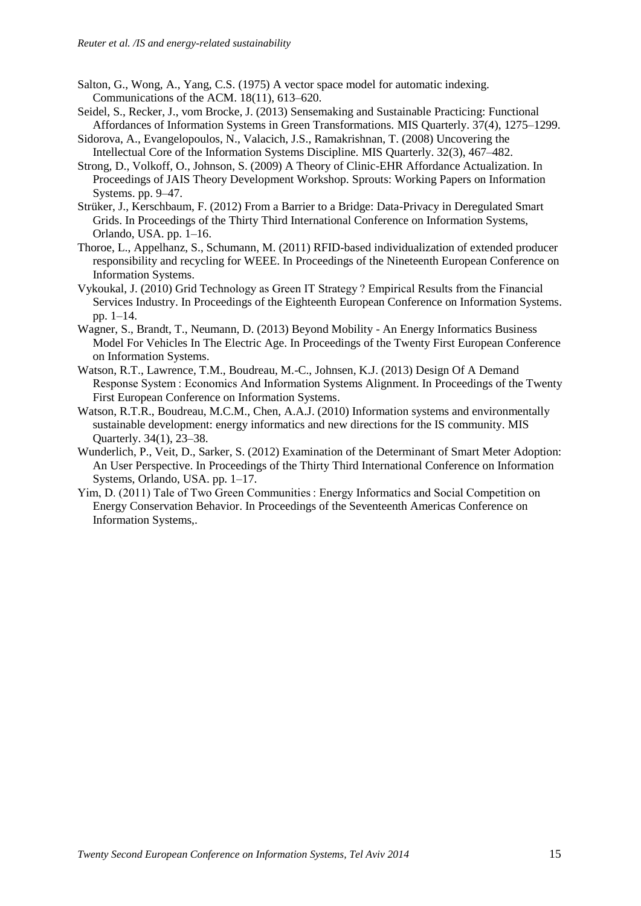Salton, G., Wong, A., Yang, C.S. (1975) A vector space model for automatic indexing. Communications of the ACM. 18(11), 613–620.

Seidel, S., Recker, J., vom Brocke, J. (2013) Sensemaking and Sustainable Practicing: Functional Affordances of Information Systems in Green Transformations. MIS Quarterly. 37(4), 1275–1299.

Sidorova, A., Evangelopoulos, N., Valacich, J.S., Ramakrishnan, T. (2008) Uncovering the Intellectual Core of the Information Systems Discipline. MIS Quarterly. 32(3), 467–482.

Strong, D., Volkoff, O., Johnson, S. (2009) A Theory of Clinic-EHR Affordance Actualization. In Proceedings of JAIS Theory Development Workshop. Sprouts: Working Papers on Information Systems. pp. 9–47.

Strüker, J., Kerschbaum, F. (2012) From a Barrier to a Bridge: Data-Privacy in Deregulated Smart Grids. In Proceedings of the Thirty Third International Conference on Information Systems, Orlando, USA. pp. 1–16.

Thoroe, L., Appelhanz, S., Schumann, M. (2011) RFID-based individualization of extended producer responsibility and recycling for WEEE. In Proceedings of the Nineteenth European Conference on Information Systems.

Vykoukal, J. (2010) Grid Technology as Green IT Strategy ? Empirical Results from the Financial Services Industry. In Proceedings of the Eighteenth European Conference on Information Systems. pp. 1–14.

Wagner, S., Brandt, T., Neumann, D. (2013) Beyond Mobility - An Energy Informatics Business Model For Vehicles In The Electric Age. In Proceedings of the Twenty First European Conference on Information Systems.

Watson, R.T., Lawrence, T.M., Boudreau, M.-C., Johnsen, K.J. (2013) Design Of A Demand Response System : Economics And Information Systems Alignment. In Proceedings of the Twenty First European Conference on Information Systems.

Watson, R.T.R., Boudreau, M.C.M., Chen, A.A.J. (2010) Information systems and environmentally sustainable development: energy informatics and new directions for the IS community. MIS Quarterly. 34(1), 23–38.

Wunderlich, P., Veit, D., Sarker, S. (2012) Examination of the Determinant of Smart Meter Adoption: An User Perspective. In Proceedings of the Thirty Third International Conference on Information Systems, Orlando, USA. pp. 1–17.

Yim, D. (2011) Tale of Two Green Communities : Energy Informatics and Social Competition on Energy Conservation Behavior. In Proceedings of the Seventeenth Americas Conference on Information Systems,.